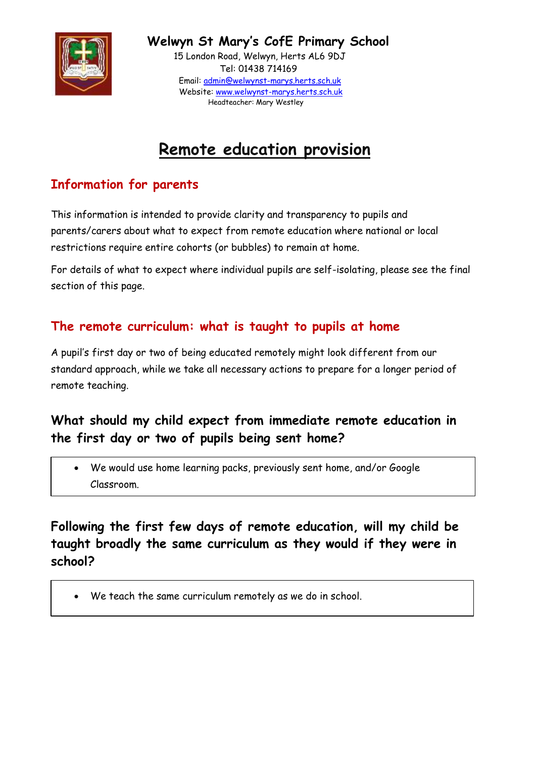**Welwyn St Mary's CofE Primary School**

15 London Road, Welwyn, Herts AL6 9DJ
Tel: 01438 714169
Email: admin@welwynst-marys.herts.sch.uk
Website: www.welwynst-marys.herts.sch.uk
Headteacher: Mary Westley

# Remote education provision

## Information for parents

This information is intended to provide clarity and transparency to pupils and parents/carers about what to expect from remote education where national or local restrictions require entire cohorts (or bubbles) to remain at home.

For details of what to expect where individual pupils are self-isolating, please see the final section of this page.

## The remote curriculum: what is taught to pupils at home

A pupil's first day or two of being educated remotely might look different from our standard approach, while we take all necessary actions to prepare for a longer period of remote teaching.

### What should my child expect from immediate remote education in the first day or two of pupils being sent home?

- We would use home learning packs, previously sent home, and/or Google Classroom.

### Following the first few days of remote education, will my child be taught broadly the same curriculum as they would if they were in school?

- We teach the same curriculum remotely as we do in school.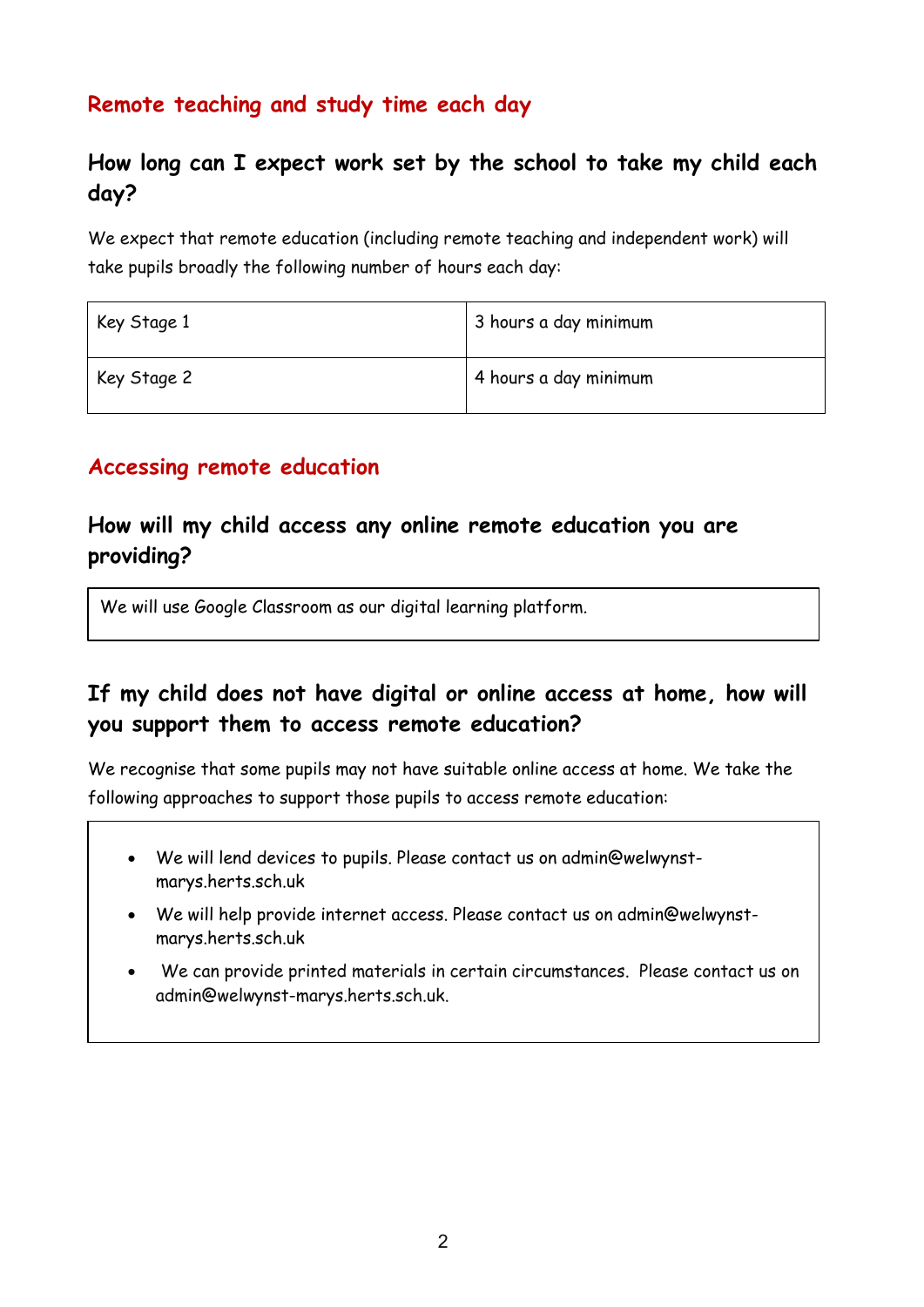## Remote teaching and study time each day

### How long can I expect work set by the school to take my child each day?

We expect that remote education (including remote teaching and independent work) will take pupils broadly the following number of hours each day:

| Key Stage 1 | 3 hours a day minimum |
|---|---|
| Key Stage 2 | 4 hours a day minimum |

## Accessing remote education

### How will my child access any online remote education you are providing?

We will use Google Classroom as our digital learning platform.

### If my child does not have digital or online access at home, how will you support them to access remote education?

We recognise that some pupils may not have suitable online access at home. We take the following approaches to support those pupils to access remote education:

- We will lend devices to pupils. Please contact us on admin@welwynst-marys.herts.sch.uk
- We will help provide internet access. Please contact us on admin@welwynst-marys.herts.sch.uk
- We can provide printed materials in certain circumstances. Please contact us on admin@welwynst-marys.herts.sch.uk.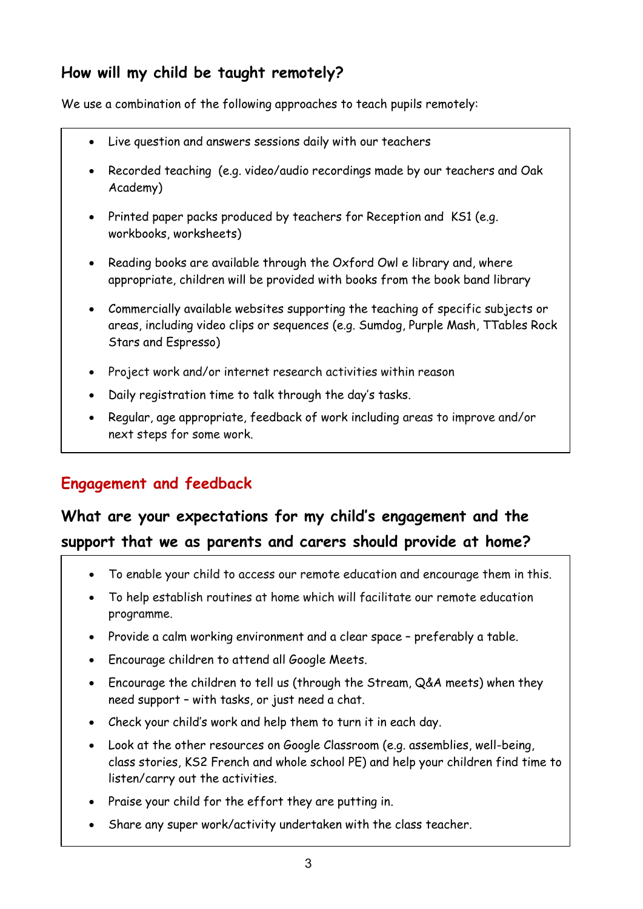## How will my child be taught remotely?

We use a combination of the following approaches to teach pupils remotely:

- Live question and answers sessions daily with our teachers
- Recorded teaching (e.g. video/audio recordings made by our teachers and Oak Academy)
- Printed paper packs produced by teachers for Reception and KS1 (e.g. workbooks, worksheets)
- Reading books are available through the Oxford Owl e library and, where appropriate, children will be provided with books from the book band library
- Commercially available websites supporting the teaching of specific subjects or areas, including video clips or sequences (e.g. Sumdog, Purple Mash, TTables Rock Stars and Espresso)
- Project work and/or internet research activities within reason
- Daily registration time to talk through the day's tasks.
- Regular, age appropriate, feedback of work including areas to improve and/or next steps for some work.

# Engagement and feedback

## What are your expectations for my child's engagement and the support that we as parents and carers should provide at home?

- To enable your child to access our remote education and encourage them in this.
- To help establish routines at home which will facilitate our remote education programme.
- Provide a calm working environment and a clear space – preferably a table.
- Encourage children to attend all Google Meets.
- Encourage the children to tell us (through the Stream, Q&A meets) when they need support – with tasks, or just need a chat.
- Check your child's work and help them to turn it in each day.
- Look at the other resources on Google Classroom (e.g. assemblies, well-being, class stories, KS2 French and whole school PE) and help your children find time to listen/carry out the activities.
- Praise your child for the effort they are putting in.
- Share any super work/activity undertaken with the class teacher.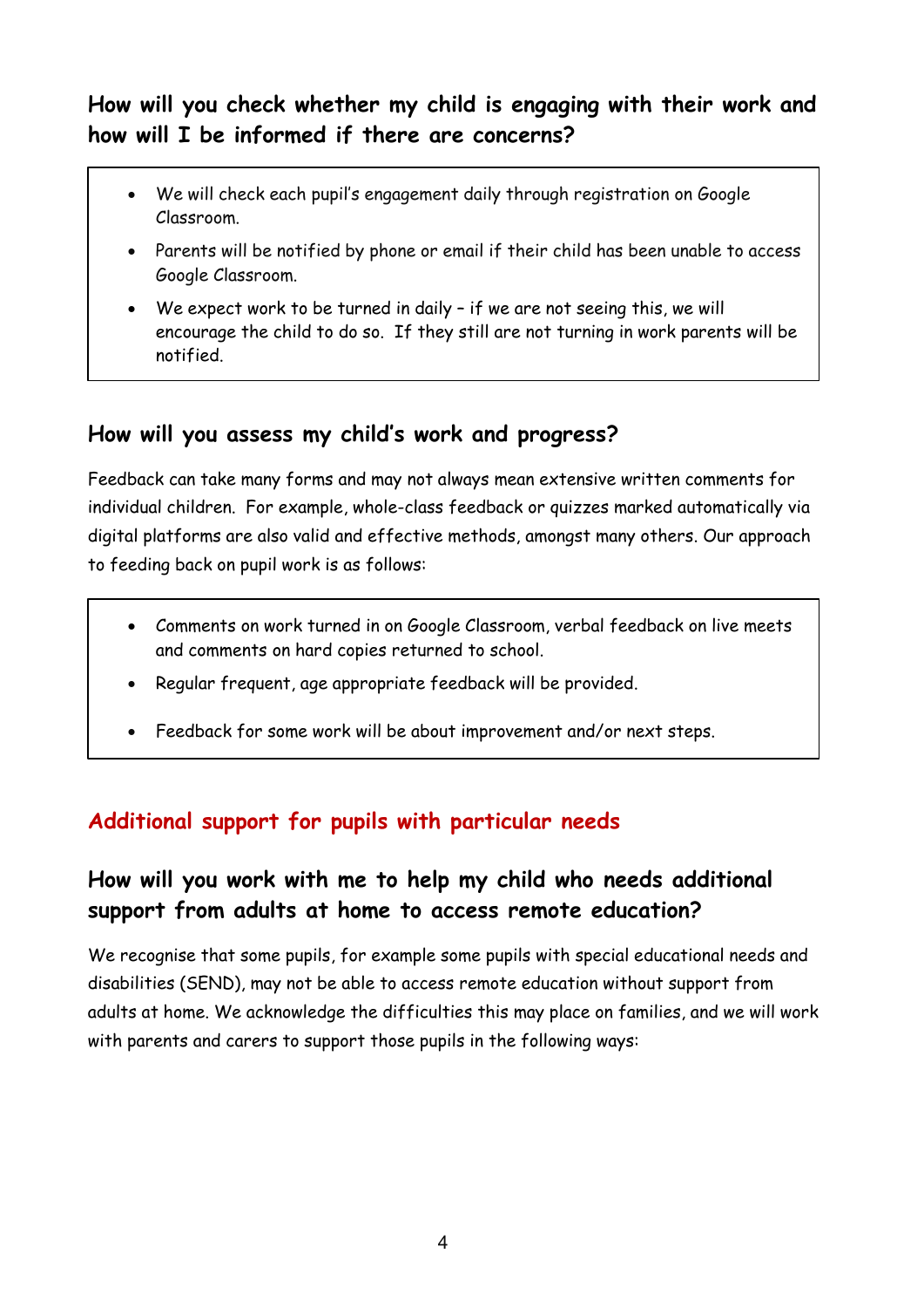### How will you check whether my child is engaging with their work and how will I be informed if there are concerns?

- We will check each pupil's engagement daily through registration on Google Classroom.
- Parents will be notified by phone or email if their child has been unable to access Google Classroom.
- We expect work to be turned in daily – if we are not seeing this, we will encourage the child to do so. If they still are not turning in work parents will be notified.

### How will you assess my child's work and progress?

Feedback can take many forms and may not always mean extensive written comments for individual children. For example, whole-class feedback or quizzes marked automatically via digital platforms are also valid and effective methods, amongst many others. Our approach to feeding back on pupil work is as follows:

- Comments on work turned in on Google Classroom, verbal feedback on live meets and comments on hard copies returned to school.
- Regular frequent, age appropriate feedback will be provided.
- Feedback for some work will be about improvement and/or next steps.

## Additional support for pupils with particular needs

### How will you work with me to help my child who needs additional support from adults at home to access remote education?

We recognise that some pupils, for example some pupils with special educational needs and disabilities (SEND), may not be able to access remote education without support from adults at home. We acknowledge the difficulties this may place on families, and we will work with parents and carers to support those pupils in the following ways: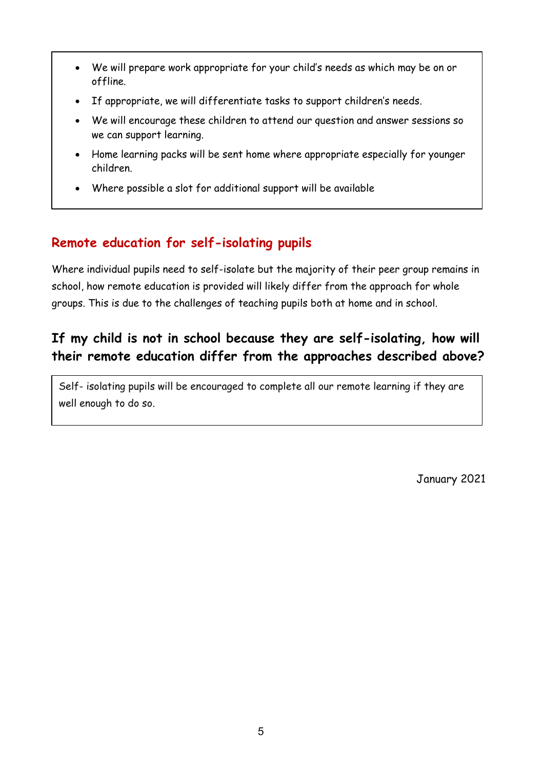- We will prepare work appropriate for your child's needs as which may be on or offline.
- If appropriate, we will differentiate tasks to support children's needs.
- We will encourage these children to attend our question and answer sessions so we can support learning.
- Home learning packs will be sent home where appropriate especially for younger children.
- Where possible a slot for additional support will be available

## Remote education for self-isolating pupils

Where individual pupils need to self-isolate but the majority of their peer group remains in school, how remote education is provided will likely differ from the approach for whole groups. This is due to the challenges of teaching pupils both at home and in school.

### If my child is not in school because they are self-isolating, how will their remote education differ from the approaches described above?

Self- isolating pupils will be encouraged to complete all our remote learning if they are well enough to do so.

January 2021